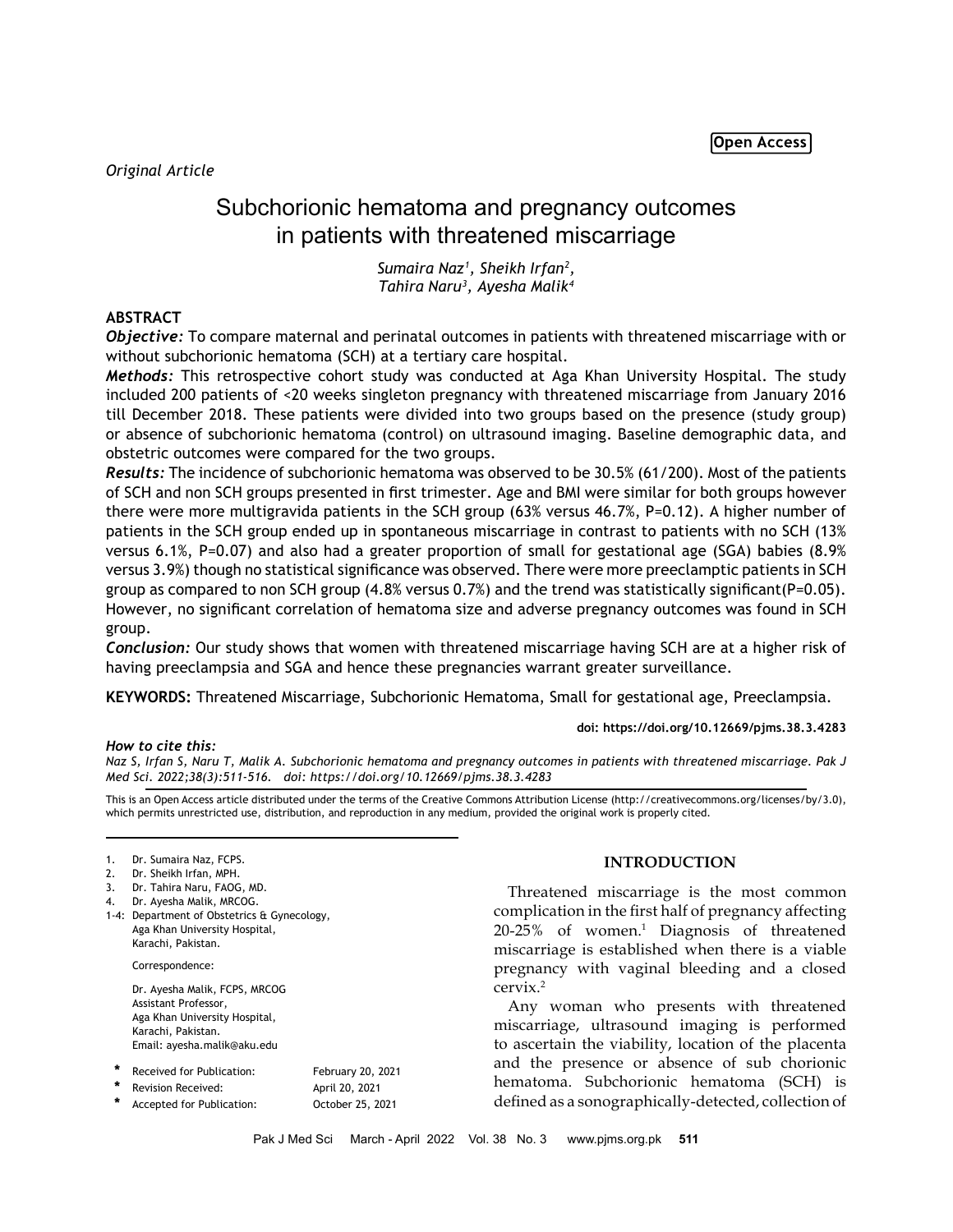Open Access

*Original Article*

# Subchorionic hematoma and pregnancy outcomes in patients with threatened miscarriage

*Sumaira Naz[1], Sheikh Irfan[2], Tahira Naru[3], Ayesha Malik[4]*

## ABSTRACT

***Objective:*** To compare maternal and perinatal outcomes in patients with threatened miscarriage with or without subchorionic hematoma (SCH) at a tertiary care hospital.

***Methods:*** This retrospective cohort study was conducted at Aga Khan University Hospital. The study included 200 patients of <20 weeks singleton pregnancy with threatened miscarriage from January 2016 till December 2018. These patients were divided into two groups based on the presence (study group) or absence of subchorionic hematoma (control) on ultrasound imaging. Baseline demographic data, and obstetric outcomes were compared for the two groups.

***Results:*** The incidence of subchorionic hematoma was observed to be 30.5% (61/200). Most of the patients of SCH and non SCH groups presented in first trimester. Age and BMI were similar for both groups however there were more multigravida patients in the SCH group (63% versus 46.7%, P=0.12). A higher number of patients in the SCH group ended up in spontaneous miscarriage in contrast to patients with no SCH (13% versus 6.1%, P=0.07) and also had a greater proportion of small for gestational age (SGA) babies (8.9% versus 3.9%) though no statistical significance was observed. There were more preeclamptic patients in SCH group as compared to non SCH group (4.8% versus 0.7%) and the trend was statistically significant(P=0.05). However, no significant correlation of hematoma size and adverse pregnancy outcomes was found in SCH group.

***Conclusion:*** Our study shows that women with threatened miscarriage having SCH are at a higher risk of having preeclampsia and SGA and hence these pregnancies warrant greater surveillance.

**KEYWORDS:** Threatened Miscarriage, Subchorionic Hematoma, Small for gestational age, Preeclampsia.

**doi: https://doi.org/10.12669/pjms.38.3.4283**

***How to cite this:***
*Naz S, Irfan S, Naru T, Malik A. Subchorionic hematoma and pregnancy outcomes in patients with threatened miscarriage. Pak J Med Sci. 2022;38(3):511-516. doi: https://doi.org/10.12669/pjms.38.3.4283*

This is an Open Access article distributed under the terms of the Creative Commons Attribution License (http://creativecommons.org/licenses/by/3.0), which permits unrestricted use, distribution, and reproduction in any medium, provided the original work is properly cited.

1. Dr. Sumaira Naz, FCPS.
2. Dr. Sheikh Irfan, MPH.
3. Dr. Tahira Naru, FAOG, MD.
4. Dr. Ayesha Malik, MRCOG.

1-4: Department of Obstetrics & Gynecology, Aga Khan University Hospital, Karachi, Pakistan.

Correspondence:

Dr. Ayesha Malik, FCPS, MRCOG
Assistant Professor,
Aga Khan University Hospital,
Karachi, Pakistan.
Email: ayesha.malik@aku.edu

- \* Received for Publication: February 20, 2021
- \* Revision Received: April 20, 2021
- \* Accepted for Publication: October 25, 2021

## INTRODUCTION

Threatened miscarriage is the most common complication in the first half of pregnancy affecting 20-25% of women.[1] Diagnosis of threatened miscarriage is established when there is a viable pregnancy with vaginal bleeding and a closed cervix.[2]

Any woman who presents with threatened miscarriage, ultrasound imaging is performed to ascertain the viability, location of the placenta and the presence or absence of sub chorionic hematoma. Subchorionic hematoma (SCH) is defined as a sonographically-detected, collection of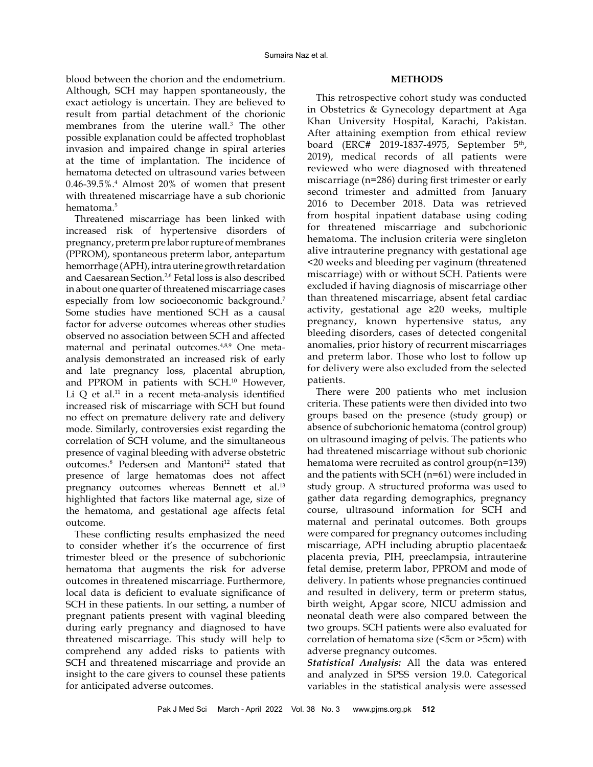blood between the chorion and the endometrium. Although, SCH may happen spontaneously, the exact aetiology is uncertain. They are believed to result from partial detachment of the chorionic membranes from the uterine wall.[3] The other possible explanation could be affected trophoblast invasion and impaired change in spiral arteries at the time of implantation. The incidence of hematoma detected on ultrasound varies between 0.46-39.5%.[4] Almost 20% of women that present with threatened miscarriage have a sub chorionic hematoma.[5]

Threatened miscarriage has been linked with increased risk of hypertensive disorders of pregnancy, preterm pre labor rupture of membranes (PPROM), spontaneous preterm labor, antepartum hemorrhage (APH), intra uterine growth retardation and Caesarean Section.[2,6] Fetal loss is also described in about one quarter of threatened miscarriage cases especially from low socioeconomic background.[7] Some studies have mentioned SCH as a causal factor for adverse outcomes whereas other studies observed no association between SCH and affected maternal and perinatal outcomes.[4,8,9] One meta-analysis demonstrated an increased risk of early and late pregnancy loss, placental abruption, and PPROM in patients with SCH.[10] However, Li Q et al.[11] in a recent meta-analysis identified increased risk of miscarriage with SCH but found no effect on premature delivery rate and delivery mode. Similarly, controversies exist regarding the correlation of SCH volume, and the simultaneous presence of vaginal bleeding with adverse obstetric outcomes.[8] Pedersen and Mantoni[12] stated that presence of large hematomas does not affect pregnancy outcomes whereas Bennett et al.[13] highlighted that factors like maternal age, size of the hematoma, and gestational age affects fetal outcome.

These conflicting results emphasized the need to consider whether it's the occurrence of first trimester bleed or the presence of subchorionic hematoma that augments the risk for adverse outcomes in threatened miscarriage. Furthermore, local data is deficient to evaluate significance of SCH in these patients. In our setting, a number of pregnant patients present with vaginal bleeding during early pregnancy and diagnosed to have threatened miscarriage. This study will help to comprehend any added risks to patients with SCH and threatened miscarriage and provide an insight to the care givers to counsel these patients for anticipated adverse outcomes.

## METHODS

This retrospective cohort study was conducted in Obstetrics & Gynecology department at Aga Khan University Hospital, Karachi, Pakistan. After attaining exemption from ethical review board (ERC# 2019-1837-4975, September 5th, 2019), medical records of all patients were reviewed who were diagnosed with threatened miscarriage (n=286) during first trimester or early second trimester and admitted from January 2016 to December 2018. Data was retrieved from hospital inpatient database using coding for threatened miscarriage and subchorionic hematoma. The inclusion criteria were singleton alive intrauterine pregnancy with gestational age <20 weeks and bleeding per vaginum (threatened miscarriage) with or without SCH. Patients were excluded if having diagnosis of miscarriage other than threatened miscarriage, absent fetal cardiac activity, gestational age ≥20 weeks, multiple pregnancy, known hypertensive status, any bleeding disorders, cases of detected congenital anomalies, prior history of recurrent miscarriages and preterm labor. Those who lost to follow up for delivery were also excluded from the selected patients.

There were 200 patients who met inclusion criteria. These patients were then divided into two groups based on the presence (study group) or absence of subchorionic hematoma (control group) on ultrasound imaging of pelvis. The patients who had threatened miscarriage without sub chorionic hematoma were recruited as control group(n=139) and the patients with SCH (n=61) were included in study group. A structured proforma was used to gather data regarding demographics, pregnancy course, ultrasound information for SCH and maternal and perinatal outcomes. Both groups were compared for pregnancy outcomes including miscarriage, APH including abruptio placentae& placenta previa, PIH, preeclampsia, intrauterine fetal demise, preterm labor, PPROM and mode of delivery. In patients whose pregnancies continued and resulted in delivery, term or preterm status, birth weight, Apgar score, NICU admission and neonatal death were also compared between the two groups. SCH patients were also evaluated for correlation of hematoma size (<5cm or >5cm) with adverse pregnancy outcomes.

***Statistical Analysis:*** All the data was entered and analyzed in SPSS version 19.0. Categorical variables in the statistical analysis were assessed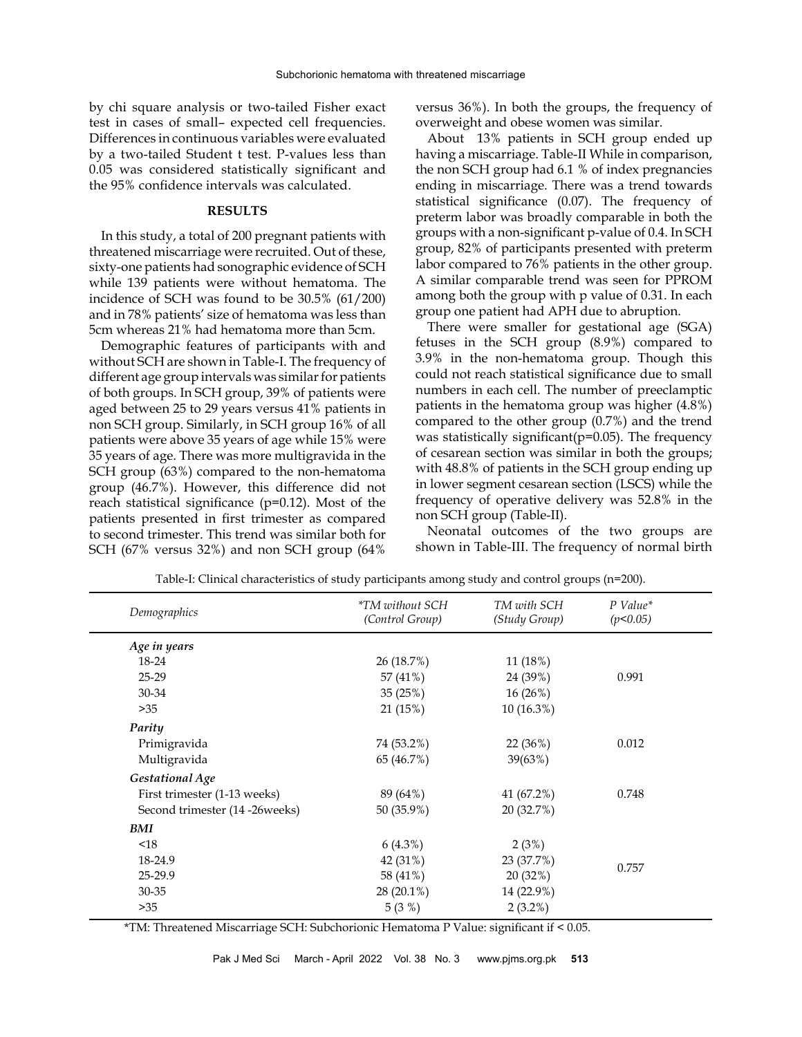by chi square analysis or two-tailed Fisher exact test in cases of small– expected cell frequencies. Differences in continuous variables were evaluated by a two-tailed Student t test. P-values less than 0.05 was considered statistically significant and the 95% confidence intervals was calculated.

## RESULTS

In this study, a total of 200 pregnant patients with threatened miscarriage were recruited. Out of these, sixty-one patients had sonographic evidence of SCH while 139 patients were without hematoma. The incidence of SCH was found to be 30.5% (61/200) and in 78% patients' size of hematoma was less than 5cm whereas 21% had hematoma more than 5cm.

Demographic features of participants with and without SCH are shown in Table-I. The frequency of different age group intervals was similar for patients of both groups. In SCH group, 39% of patients were aged between 25 to 29 years versus 41% patients in non SCH group. Similarly, in SCH group 16% of all patients were above 35 years of age while 15% were 35 years of age. There was more multigravida in the SCH group (63%) compared to the non-hematoma group (46.7%). However, this difference did not reach statistical significance (p=0.12). Most of the patients presented in first trimester as compared to second trimester. This trend was similar both for SCH (67% versus 32%) and non SCH group (64% versus 36%). In both the groups, the frequency of overweight and obese women was similar.

About 13% patients in SCH group ended up having a miscarriage. Table-II While in comparison, the non SCH group had 6.1 % of index pregnancies ending in miscarriage. There was a trend towards statistical significance (0.07). The frequency of preterm labor was broadly comparable in both the groups with a non-significant p-value of 0.4. In SCH group, 82% of participants presented with preterm labor compared to 76% patients in the other group. A similar comparable trend was seen for PPROM among both the group with p value of 0.31. In each group one patient had APH due to abruption.

There were smaller for gestational age (SGA) fetuses in the SCH group (8.9%) compared to 3.9% in the non-hematoma group. Though this could not reach statistical significance due to small numbers in each cell. The number of preeclamptic patients in the hematoma group was higher (4.8%) compared to the other group (0.7%) and the trend was statistically significant(p=0.05). The frequency of cesarean section was similar in both the groups; with 48.8% of patients in the SCH group ending up in lower segment cesarean section (LSCS) while the frequency of operative delivery was 52.8% in the non SCH group (Table-II).

Neonatal outcomes of the two groups are shown in Table-III. The frequency of normal birth

Table-I: Clinical characteristics of study participants among study and control groups (n=200).

| *Demographics* | *\*TM without SCH (Control Group)* | *TM with SCH (Study Group)* | *P Value\* (p<0.05)* |
|---|---|---|---|
| ***Age in years*** | | | |
| 18-24 | 26 (18.7%) | 11 (18%) | |
| 25-29 | 57 (41%) | 24 (39%) | 0.991 |
| 30-34 | 35 (25%) | 16 (26%) | |
| >35 | 21 (15%) | 10 (16.3%) | |
| ***Parity*** | | | |
| Primigravida | 74 (53.2%) | 22 (36%) | 0.012 |
| Multigravida | 65 (46.7%) | 39(63%) | |
| ***Gestational Age*** | | | |
| First trimester (1-13 weeks) | 89 (64%) | 41 (67.2%) | 0.748 |
| Second trimester (14 -26weeks) | 50 (35.9%) | 20 (32.7%) | |
| ***BMI*** | | | |
| <18 | 6 (4.3%) | 2 (3%) | |
| 18-24.9 | 42 (31%) | 23 (37.7%) | |
| 25-29.9 | 58 (41%) | 20 (32%) | 0.757 |
| 30-35 | 28 (20.1%) | 14 (22.9%) | |
| >35 | 5 (3 %) | 2 (3.2%) | |

*TM: Threatened Miscarriage SCH: Subchorionic Hematoma P Value: significant if < 0.05.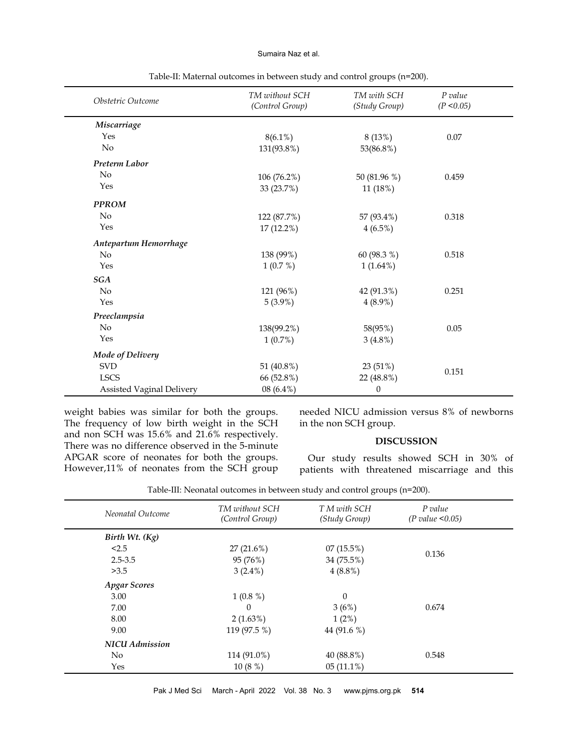Table-II: Maternal outcomes in between study and control groups (n=200).

| *Obstetric Outcome* | *TM without SCH (Control Group)* | *TM with SCH (Study Group)* | *P value (P <0.05)* |
|---|---|---|---|
| ***Miscarriage*** | | | |
| Yes | 8(6.1%) | 8 (13%) | 0.07 |
| No | 131(93.8%) | 53(86.8%) | |
| ***Preterm Labor*** | | | |
| No | 106 (76.2%) | 50 (81.96 %) | 0.459 |
| Yes | 33 (23.7%) | 11 (18%) | |
| ***PPROM*** | | | |
| No | 122 (87.7%) | 57 (93.4%) | 0.318 |
| Yes | 17 (12.2%) | 4 (6.5%) | |
| ***Antepartum Hemorrhage*** | | | |
| No | 138 (99%) | 60 (98.3 %) | 0.518 |
| Yes | 1 (0.7 %) | 1 (1.64%) | |
| ***SGA*** | | | |
| No | 121 (96%) | 42 (91.3%) | 0.251 |
| Yes | 5 (3.9%) | 4 (8.9%) | |
| ***Preeclampsia*** | | | |
| No | 138(99.2%) | 58(95%) | 0.05 |
| Yes | 1 (0.7%) | 3 (4.8%) | |
| ***Mode of Delivery*** | | | |
| SVD | 51 (40.8%) | 23 (51%) | 0.151 |
| LSCS | 66 (52.8%) | 22 (48.8%) | |
| Assisted Vaginal Delivery | 08 (6.4%) | 0 | |

weight babies was similar for both the groups. The frequency of low birth weight in the SCH and non SCH was 15.6% and 21.6% respectively. There was no difference observed in the 5-minute APGAR score of neonates for both the groups. However,11% of neonates from the SCH group needed NICU admission versus 8% of newborns in the non SCH group.

## DISCUSSION

Our study results showed SCH in 30% of patients with threatened miscarriage and this

Table-III: Neonatal outcomes in between study and control groups (n=200).

| *Neonatal Outcome* | *TM without SCH (Control Group)* | *T M with SCH (Study Group)* | *P value (P value <0.05)* |
|---|---|---|---|
| ***Birth Wt. (Kg)*** | | | |
| <2.5 | 27 (21.6%) | 07 (15.5%) | 0.136 |
| 2.5-3.5 | 95 (76%) | 34 (75.5%) | |
| >3.5 | 3 (2.4%) | 4 (8.8%) | |
| ***Apgar Scores*** | | | |
| 3.00 | 1 (0.8 %) | 0 | 0.674 |
| 7.00 | 0 | 3 (6%) | |
| 8.00 | 2 (1.63%) | 1 (2%) | |
| 9.00 | 119 (97.5 %) | 44 (91.6 %) | |
| ***NICU Admission*** | | | |
| No | 114 (91.0%) | 40 (88.8%) | 0.548 |
| Yes | 10 (8 %) | 05 (11.1%) | |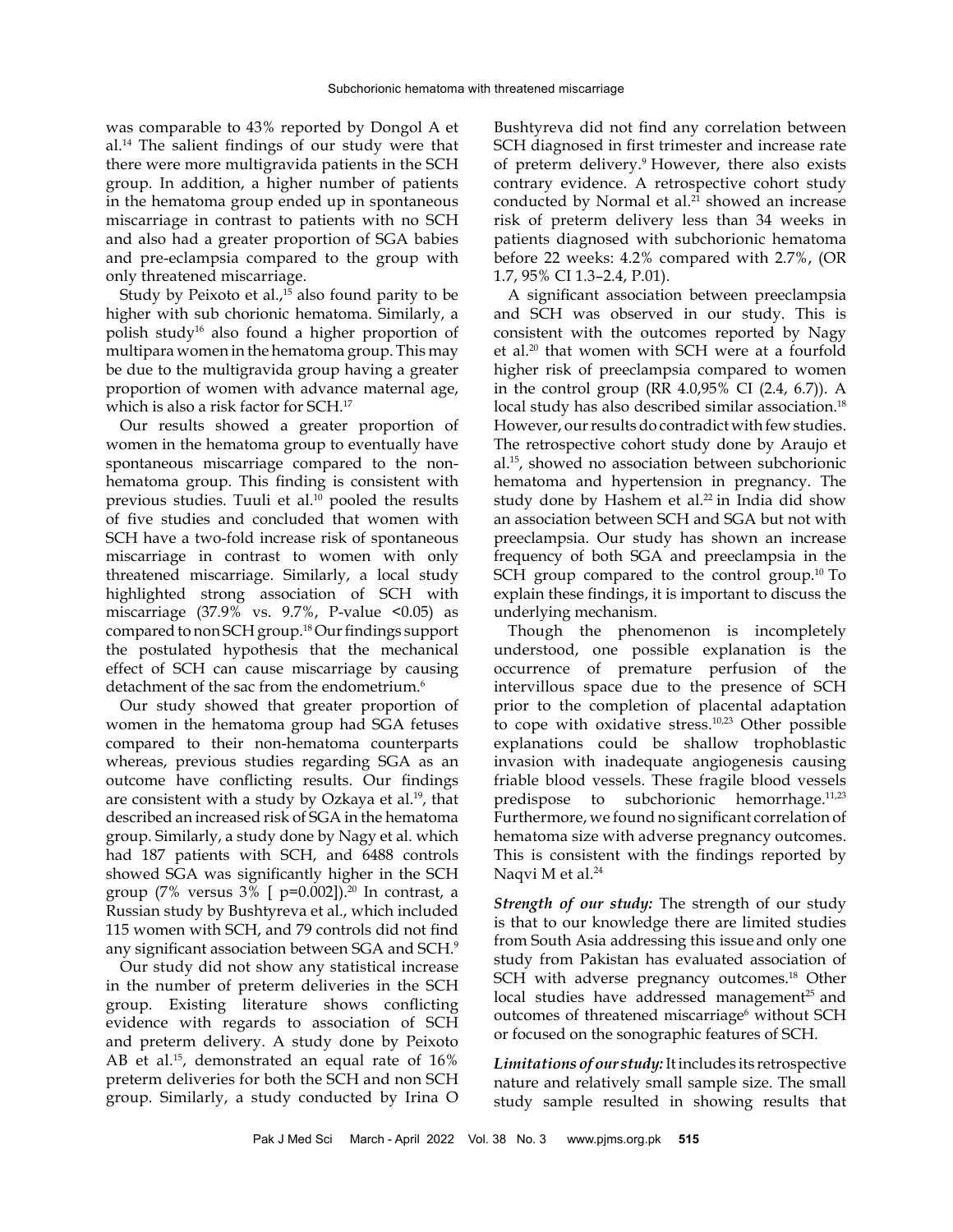was comparable to 43% reported by Dongol A et al.[14] The salient findings of our study were that there were more multigravida patients in the SCH group. In addition, a higher number of patients in the hematoma group ended up in spontaneous miscarriage in contrast to patients with no SCH and also had a greater proportion of SGA babies and pre-eclampsia compared to the group with only threatened miscarriage.

Study by Peixoto et al.,[15] also found parity to be higher with sub chorionic hematoma. Similarly, a polish study[16] also found a higher proportion of multipara women in the hematoma group. This may be due to the multigravida group having a greater proportion of women with advance maternal age, which is also a risk factor for SCH.[17]

Our results showed a greater proportion of women in the hematoma group to eventually have spontaneous miscarriage compared to the non-hematoma group. This finding is consistent with previous studies. Tuuli et al.[10] pooled the results of five studies and concluded that women with SCH have a two-fold increase risk of spontaneous miscarriage in contrast to women with only threatened miscarriage. Similarly, a local study highlighted strong association of SCH with miscarriage (37.9% vs. 9.7%, P-value <0.05) as compared to non SCH group.[18] Our findings support the postulated hypothesis that the mechanical effect of SCH can cause miscarriage by causing detachment of the sac from the endometrium.[6]

Our study showed that greater proportion of women in the hematoma group had SGA fetuses compared to their non-hematoma counterparts whereas, previous studies regarding SGA as an outcome have conflicting results. Our findings are consistent with a study by Ozkaya et al.[19], that described an increased risk of SGA in the hematoma group. Similarly, a study done by Nagy et al. which had 187 patients with SCH, and 6488 controls showed SGA was significantly higher in the SCH group (7% versus 3% [ p=0.002]).[20] In contrast, a Russian study by Bushtyreva et al., which included 115 women with SCH, and 79 controls did not find any significant association between SGA and SCH.[9]

Our study did not show any statistical increase in the number of preterm deliveries in the SCH group. Existing literature shows conflicting evidence with regards to association of SCH and preterm delivery. A study done by Peixoto AB et al.[15], demonstrated an equal rate of 16% preterm deliveries for both the SCH and non SCH group. Similarly, a study conducted by Irina O Bushtyreva did not find any correlation between SCH diagnosed in first trimester and increase rate of preterm delivery.[9] However, there also exists contrary evidence. A retrospective cohort study conducted by Normal et al.[21] showed an increase risk of preterm delivery less than 34 weeks in patients diagnosed with subchorionic hematoma before 22 weeks: 4.2% compared with 2.7%, (OR 1.7, 95% CI 1.3–2.4, P.01).

A significant association between preeclampsia and SCH was observed in our study. This is consistent with the outcomes reported by Nagy et al.[20] that women with SCH were at a fourfold higher risk of preeclampsia compared to women in the control group (RR 4.0,95% CI (2.4, 6.7)). A local study has also described similar association.[18] However, our results do contradict with few studies. The retrospective cohort study done by Araujo et al.[15], showed no association between subchorionic hematoma and hypertension in pregnancy. The study done by Hashem et al.[22] in India did show an association between SCH and SGA but not with preeclampsia. Our study has shown an increase frequency of both SGA and preeclampsia in the SCH group compared to the control group.[10] To explain these findings, it is important to discuss the underlying mechanism.

Though the phenomenon is incompletely understood, one possible explanation is the occurrence of premature perfusion of the intervillous space due to the presence of SCH prior to the completion of placental adaptation to cope with oxidative stress.[10,23] Other possible explanations could be shallow trophoblastic invasion with inadequate angiogenesis causing friable blood vessels. These fragile blood vessels predispose to subchorionic hemorrhage.[11,23] Furthermore, we found no significant correlation of hematoma size with adverse pregnancy outcomes. This is consistent with the findings reported by Naqvi M et al.[24]

***Strength of our study:*** The strength of our study is that to our knowledge there are limited studies from South Asia addressing this issue and only one study from Pakistan has evaluated association of SCH with adverse pregnancy outcomes.[18] Other local studies have addressed management[25] and outcomes of threatened miscarriage[6] without SCH or focused on the sonographic features of SCH.

***Limitations of our study:*** It includes its retrospective nature and relatively small sample size. The small study sample resulted in showing results that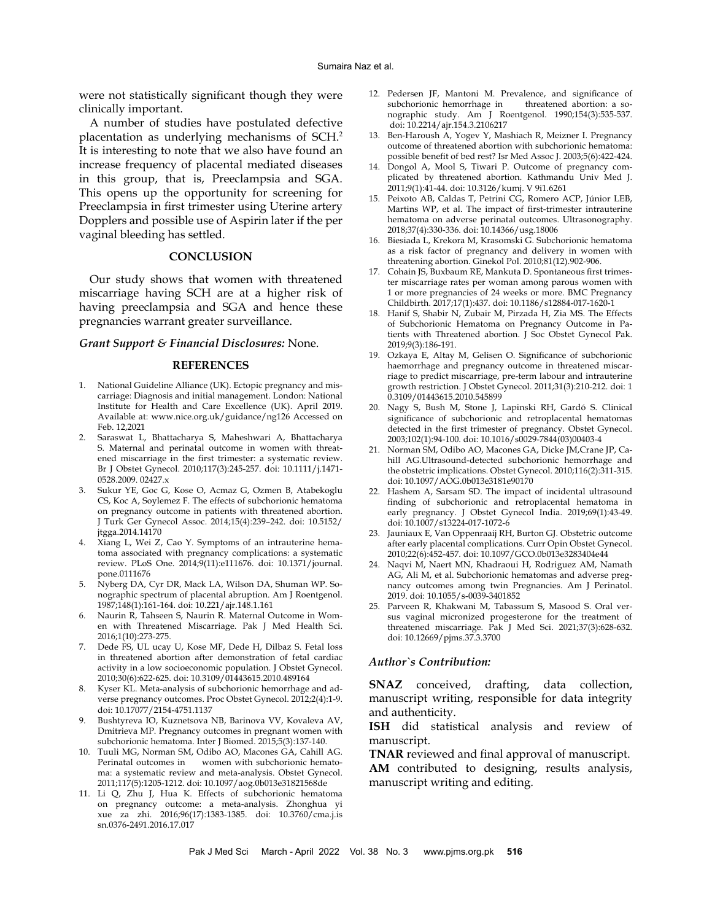were not statistically significant though they were clinically important.

A number of studies have postulated defective placentation as underlying mechanisms of SCH.[2] It is interesting to note that we also have found an increase frequency of placental mediated diseases in this group, that is, Preeclampsia and SGA. This opens up the opportunity for screening for Preeclampsia in first trimester using Uterine artery Dopplers and possible use of Aspirin later if the per vaginal bleeding has settled.

## CONCLUSION

Our study shows that women with threatened miscarriage having SCH are at a higher risk of having preeclampsia and SGA and hence these pregnancies warrant greater surveillance.

***Grant Support & Financial Disclosures:*** None.

## REFERENCES

1. National Guideline Alliance (UK). Ectopic pregnancy and miscarriage: Diagnosis and initial management. London: National Institute for Health and Care Excellence (UK). April 2019. Available at: www.nice.org.uk/guidance/ng126 Accessed on Feb. 12,2021
2. Saraswat L, Bhattacharya S, Maheshwari A, Bhattacharya S. Maternal and perinatal outcome in women with threatened miscarriage in the first trimester: a systematic review. Br J Obstet Gynecol. 2010;117(3):245-257. doi: 10.1111/j.1471-0528.2009. 02427.x
3. Sukur YE, Goc G, Kose O, Acmaz G, Ozmen B, Atabekoglu CS, Koc A, Soylemez F. The effects of subchorionic hematoma on pregnancy outcome in patients with threatened abortion. J Turk Ger Gynecol Assoc. 2014;15(4):239–242. doi: 10.5152/jtgga.2014.14170
4. Xiang L, Wei Z, Cao Y. Symptoms of an intrauterine hematoma associated with pregnancy complications: a systematic review. PLoS One. 2014;9(11):e111676. doi: 10.1371/journal.pone.0111676
5. Nyberg DA, Cyr DR, Mack LA, Wilson DA, Shuman WP. Sonographic spectrum of placental abruption. Am J Roentgenol. 1987;148(1):161-164. doi: 10.221/ajr.148.1.161
6. Naurin R, Tahseen S, Naurin R. Maternal Outcome in Women with Threatened Miscarriage. Pak J Med Health Sci. 2016;1(10):273-275.
7. Dede FS, UL ucay U, Kose MF, Dede H, Dilbaz S. Fetal loss in threatened abortion after demonstration of fetal cardiac activity in a low socioeconomic population. J Obstet Gynecol. 2010;30(6):622-625. doi: 10.3109/01443615.2010.489164
8. Kyser KL. Meta-analysis of subchorionic hemorrhage and adverse pregnancy outcomes. Proc Obstet Gynecol. 2012;2(4):1-9. doi: 10.17077/2154-4751.1137
9. Bushtyreva IO, Kuznetsova NB, Barinova VV, Kovaleva AV, Dmitrieva MP. Pregnancy outcomes in pregnant women with subchorionic hematoma. Inter J Biomed. 2015;5(3):137-140.
10. Tuuli MG, Norman SM, Odibo AO, Macones GA, Cahill AG. Perinatal outcomes in women with subchorionic hematoma: a systematic review and meta-analysis. Obstet Gynecol. 2011;117(5):1205-1212. doi: 10.1097/aog.0b013e31821568de
11. Li Q, Zhu J, Hua K. Effects of subchorionic hematoma on pregnancy outcome: a meta-analysis. Zhonghua yi xue za zhi. 2016;96(17):1383-1385. doi: 10.3760/cma.j.issn.0376-2491.2016.17.017
12. Pedersen JF, Mantoni M. Prevalence, and significance of subchorionic hemorrhage in threatened abortion: a sonographic study. Am J Roentgenol. 1990;154(3):535-537. doi: 10.2214/ajr.154.3.2106217
13. Ben-Haroush A, Yogev Y, Mashiach R, Meizner I. Pregnancy outcome of threatened abortion with subchorionic hematoma: possible benefit of bed rest? Isr Med Assoc J. 2003;5(6):422-424.
14. Dongol A, Mool S, Tiwari P. Outcome of pregnancy complicated by threatened abortion. Kathmandu Univ Med J. 2011;9(1):41-44. doi: 10.3126/kumj. V 9i1.6261
15. Peixoto AB, Caldas T, Petrini CG, Romero ACP, Júnior LEB, Martins WP, et al. The impact of first-trimester intrauterine hematoma on adverse perinatal outcomes. Ultrasonography. 2018;37(4):330-336. doi: 10.14366/usg.18006
16. Biesiada L, Krekora M, Krasomski G. Subchorionic hematoma as a risk factor of pregnancy and delivery in women with threatening abortion. Ginekol Pol. 2010;81(12).902-906.
17. Cohain JS, Buxbaum RE, Mankuta D. Spontaneous first trimester miscarriage rates per woman among parous women with 1 or more pregnancies of 24 weeks or more. BMC Pregnancy Childbirth. 2017;17(1):437. doi: 10.1186/s12884-017-1620-1
18. Hanif S, Shabir N, Zubair M, Pirzada H, Zia MS. The Effects of Subchorionic Hematoma on Pregnancy Outcome in Patients with Threatened abortion. J Soc Obstet Gynecol Pak. 2019;9(3):186-191.
19. Ozkaya E, Altay M, Gelisen O. Significance of subchorionic haemorrhage and pregnancy outcome in threatened miscarriage to predict miscarriage, pre-term labour and intrauterine growth restriction. J Obstet Gynecol. 2011;31(3):210-212. doi: 10.3109/01443615.2010.545899
20. Nagy S, Bush M, Stone J, Lapinski RH, Gardó S. Clinical significance of subchorionic and retroplacental hematomas detected in the first trimester of pregnancy. Obstet Gynecol. 2003;102(1):94-100. doi: 10.1016/s0029-7844(03)00403-4
21. Norman SM, Odibo AO, Macones GA, Dicke JM,Crane JP, Cahill AG.Ultrasound-detected subchorionic hemorrhage and the obstetric implications. Obstet Gynecol. 2010;116(2):311-315. doi: 10.1097/AOG.0b013e3181e90170
22. Hashem A, Sarsam SD. The impact of incidental ultrasound finding of subchorionic and retroplacental hematoma in early pregnancy. J Obstet Gynecol India. 2019;69(1):43-49. doi: 10.1007/s13224-017-1072-6
23. Jauniaux E, Van Oppenraaij RH, Burton GJ. Obstetric outcome after early placental complications. Curr Opin Obstet Gynecol. 2010;22(6):452-457. doi: 10.1097/GCO.0b013e3283404e44
24. Naqvi M, Naert MN, Khadraoui H, Rodriguez AM, Namath AG, Ali M, et al. Subchorionic hematomas and adverse pregnancy outcomes among twin Pregnancies. Am J Perinatol. 2019. doi: 10.1055/s-0039-3401852
25. Parveen R, Khakwani M, Tabassum S, Masood S. Oral versus vaginal micronized progesterone for the treatment of threatened miscarriage. Pak J Med Sci. 2021;37(3):628-632. doi: 10.12669/pjms.37.3.3700

***Author`s Contribution:***

**SNAZ** conceived, drafting, data collection, manuscript writing, responsible for data integrity and authenticity.

**ISH** did statistical analysis and review of manuscript.

**TNAR** reviewed and final approval of manuscript.

**AM** contributed to designing, results analysis, manuscript writing and editing.